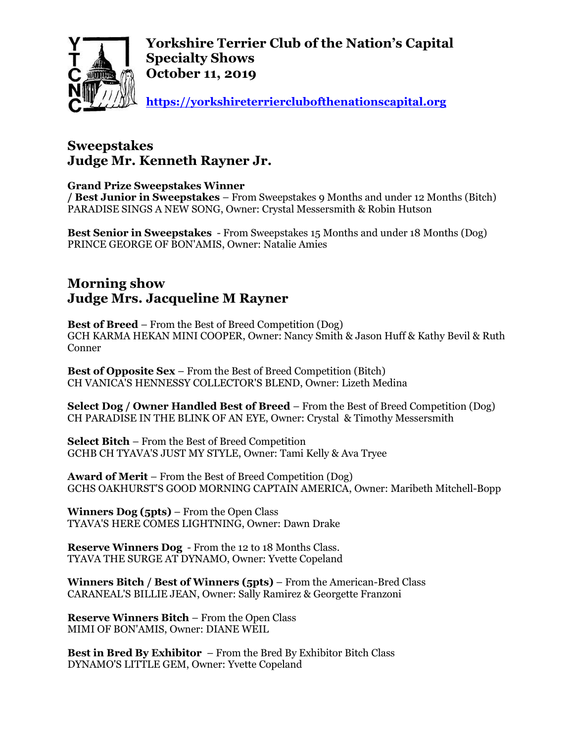# Yorkshire Terrier Club of the Nation's Capital
# Specialty Shows
# October 11, 2019

**https://yorkshireterrierclubofthenationscapital.org**

## Sweepstakes
## Judge Mr. Kenneth Rayner Jr.

**Grand Prize Sweepstakes Winner / Best Junior in Sweepstakes** – From Sweepstakes 9 Months and under 12 Months (Bitch)
PARADISE SINGS A NEW SONG, Owner: Crystal Messersmith & Robin Hutson

**Best Senior in Sweepstakes** - From Sweepstakes 15 Months and under 18 Months (Dog)
PRINCE GEORGE OF BON'AMIS, Owner: Natalie Amies

## Morning show
## Judge Mrs. Jacqueline M Rayner

**Best of Breed** – From the Best of Breed Competition (Dog)
GCH KARMA HEKAN MINI COOPER, Owner: Nancy Smith & Jason Huff & Kathy Bevil & Ruth Conner

**Best of Opposite Sex** – From the Best of Breed Competition (Bitch)
CH VANICA'S HENNESSY COLLECTOR'S BLEND, Owner: Lizeth Medina

**Select Dog / Owner Handled Best of Breed** – From the Best of Breed Competition (Dog)
CH PARADISE IN THE BLINK OF AN EYE, Owner: Crystal & Timothy Messersmith

**Select Bitch** – From the Best of Breed Competition
GCHB CH TYAVA'S JUST MY STYLE, Owner: Tami Kelly & Ava Tryee

**Award of Merit** – From the Best of Breed Competition (Dog)
GCHS OAKHURST'S GOOD MORNING CAPTAIN AMERICA, Owner: Maribeth Mitchell-Bopp

**Winners Dog (5pts)** – From the Open Class
TYAVA'S HERE COMES LIGHTNING, Owner: Dawn Drake

**Reserve Winners Dog** - From the 12 to 18 Months Class.
TYAVA THE SURGE AT DYNAMO, Owner: Yvette Copeland

**Winners Bitch / Best of Winners (5pts)** – From the American-Bred Class
CARANEAL'S BILLIE JEAN, Owner: Sally Ramirez & Georgette Franzoni

**Reserve Winners Bitch** – From the Open Class
MIMI OF BON'AMIS, Owner: DIANE WEIL

**Best in Bred By Exhibitor** – From the Bred By Exhibitor Bitch Class
DYNAMO'S LITTLE GEM, Owner: Yvette Copeland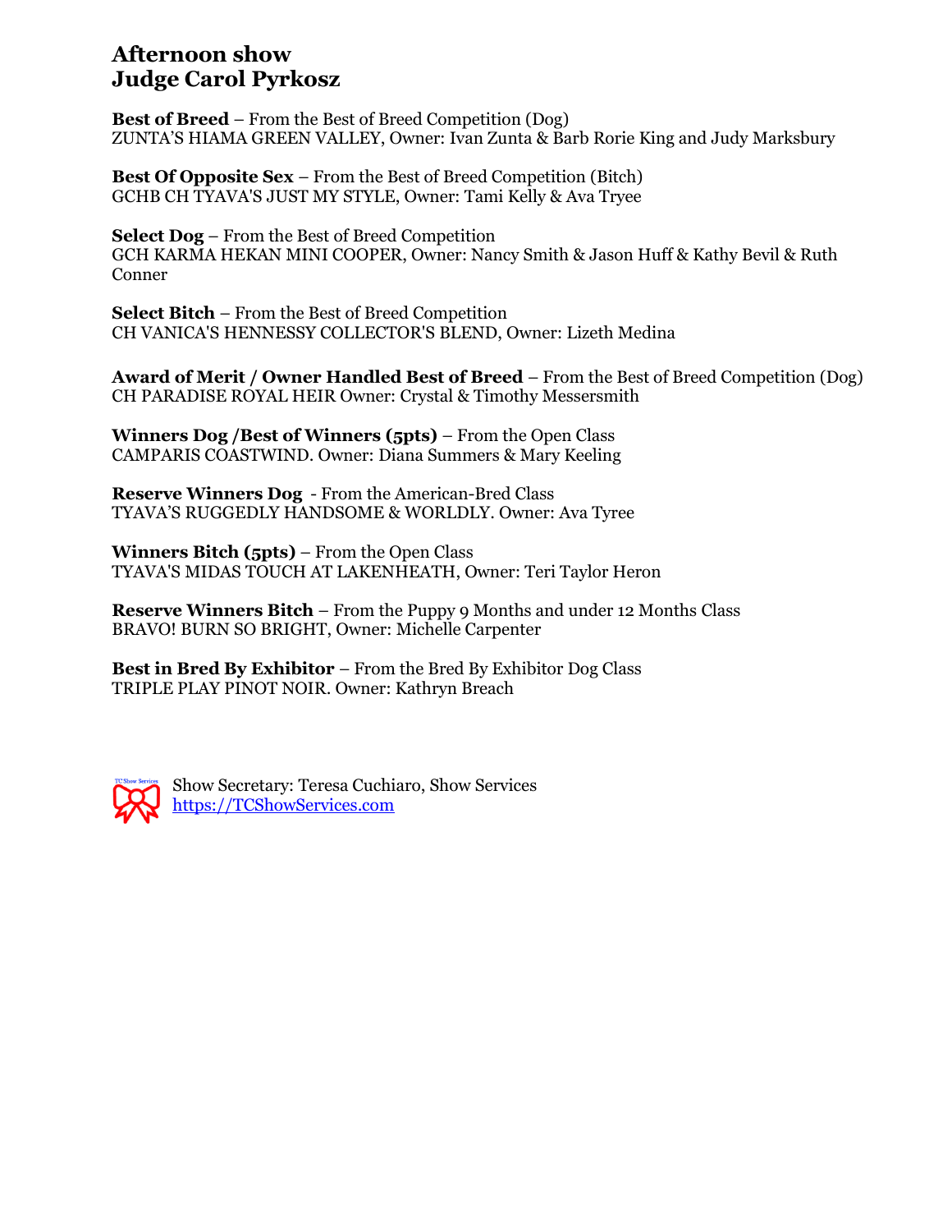# Afternoon show
# Judge Carol Pyrkosz

**Best of Breed** – From the Best of Breed Competition (Dog)
ZUNTA'S HIAMA GREEN VALLEY, Owner: Ivan Zunta & Barb Rorie King and Judy Marksbury

**Best Of Opposite Sex** – From the Best of Breed Competition (Bitch)
GCHB CH TYAVA'S JUST MY STYLE, Owner: Tami Kelly & Ava Tryee

**Select Dog** – From the Best of Breed Competition
GCH KARMA HEKAN MINI COOPER, Owner: Nancy Smith & Jason Huff & Kathy Bevil & Ruth Conner

**Select Bitch** – From the Best of Breed Competition
CH VANICA'S HENNESSY COLLECTOR'S BLEND, Owner: Lizeth Medina

**Award of Merit / Owner Handled Best of Breed** – From the Best of Breed Competition (Dog)
CH PARADISE ROYAL HEIR Owner: Crystal & Timothy Messersmith

**Winners Dog /Best of Winners (5pts)** – From the Open Class
CAMPARIS COASTWIND. Owner: Diana Summers & Mary Keeling

**Reserve Winners Dog** - From the American-Bred Class
TYAVA'S RUGGEDLY HANDSOME & WORLDLY. Owner: Ava Tyree

**Winners Bitch (5pts)** – From the Open Class
TYAVA'S MIDAS TOUCH AT LAKENHEATH, Owner: Teri Taylor Heron

**Reserve Winners Bitch** – From the Puppy 9 Months and under 12 Months Class
BRAVO! BURN SO BRIGHT, Owner: Michelle Carpenter

**Best in Bred By Exhibitor** – From the Bred By Exhibitor Dog Class
TRIPLE PLAY PINOT NOIR. Owner: Kathryn Breach

TC Show Services

Show Secretary: Teresa Cuchiaro, Show Services
https://TCShowServices.com